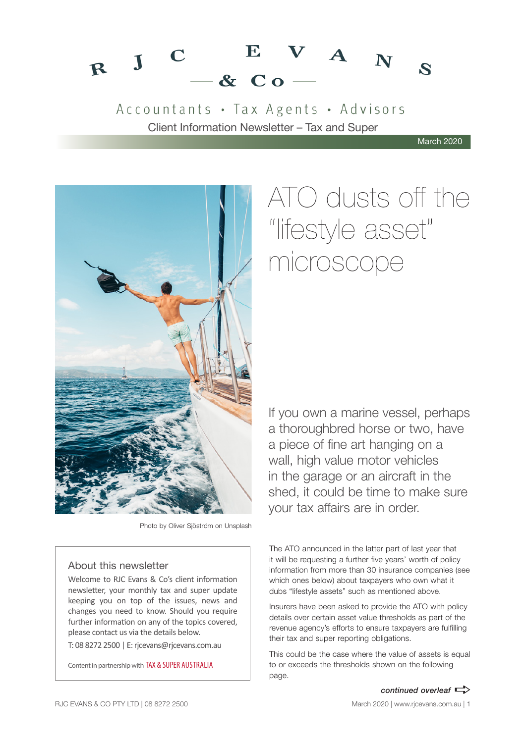# RJC EVANS & Co

Accountants • Tax Agents • Advisors

Client Information Newsletter – Tax and Super

March 2020

Photo by Oliver Sjöström on Unsplash

# ATO dusts off the "lifestyle asset" microscope

If you own a marine vessel, perhaps a thoroughbred horse or two, have a piece of fine art hanging on a wall, high value motor vehicles in the garage or an aircraft in the shed, it could be time to make sure your tax affairs are in order.

The ATO announced in the latter part of last year that it will be requesting a further five years' worth of policy information from more than 30 insurance companies (see which ones below) about taxpayers who own what it dubs "lifestyle assets" such as mentioned above.

Insurers have been asked to provide the ATO with policy details over certain asset value thresholds as part of the revenue agency's efforts to ensure taxpayers are fulfilling their tax and super reporting obligations.

This could be the case where the value of assets is equal to or exceeds the thresholds shown on the following page.

*continued overleaf*

## About this newsletter

Welcome to RJC Evans & Co's client information newsletter, your monthly tax and super update keeping you on top of the issues, news and changes you need to know. Should you require further information on any of the topics covered, please contact us via the details below.

T: 08 8272 2500 | E: rjcevans@rjcevans.com.au

Content in partnership with TAX & SUPER AUSTRALIA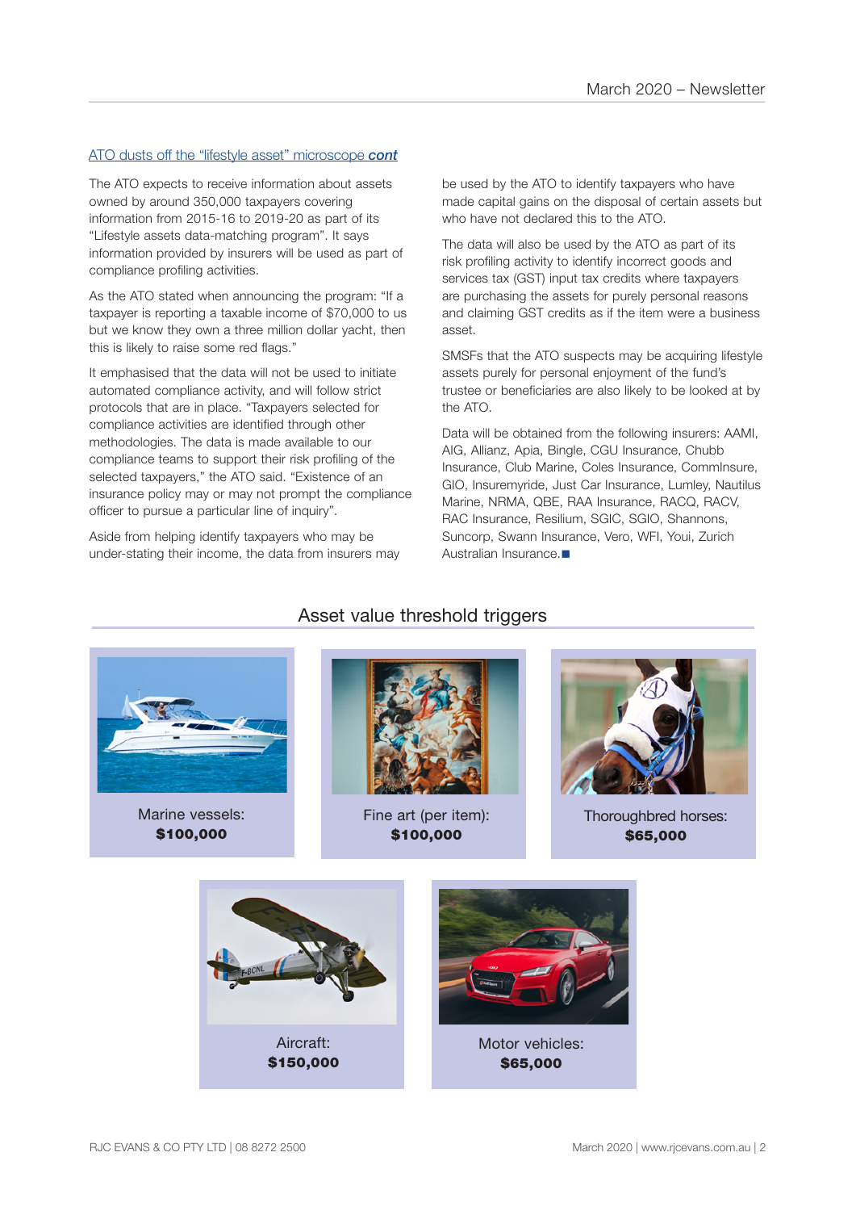## ATO dusts off the "lifestyle asset" microscope *cont*

The ATO expects to receive information about assets owned by around 350,000 taxpayers covering information from 2015-16 to 2019-20 as part of its "Lifestyle assets data-matching program". It says information provided by insurers will be used as part of compliance profiling activities.

As the ATO stated when announcing the program: "If a taxpayer is reporting a taxable income of $70,000 to us but we know they own a three million dollar yacht, then this is likely to raise some red flags."

It emphasised that the data will not be used to initiate automated compliance activity, and will follow strict protocols that are in place. "Taxpayers selected for compliance activities are identified through other methodologies. The data is made available to our compliance teams to support their risk profiling of the selected taxpayers," the ATO said. "Existence of an insurance policy may or may not prompt the compliance officer to pursue a particular line of inquiry".

Aside from helping identify taxpayers who may be under-stating their income, the data from insurers may be used by the ATO to identify taxpayers who have made capital gains on the disposal of certain assets but who have not declared this to the ATO.

The data will also be used by the ATO as part of its risk profiling activity to identify incorrect goods and services tax (GST) input tax credits where taxpayers are purchasing the assets for purely personal reasons and claiming GST credits as if the item were a business asset.

SMSFs that the ATO suspects may be acquiring lifestyle assets purely for personal enjoyment of the fund's trustee or beneficiaries are also likely to be looked at by the ATO.

Data will be obtained from the following insurers: AAMI, AIG, Allianz, Apia, Bingle, CGU Insurance, Chubb Insurance, Club Marine, Coles Insurance, CommInsure, GIO, Insuremyride, Just Car Insurance, Lumley, Nautilus Marine, NRMA, QBE, RAA Insurance, RACQ, RACV, RAC Insurance, Resilium, SGIC, SGIO, Shannons, Suncorp, Swann Insurance, Vero, WFI, Youi, Zurich Australian Insurance. ■

### Asset value threshold triggers

Marine vessels: **$100,000**

Fine art (per item): **$100,000**

Thoroughbred horses: **$65,000**

Aircraft: **$150,000**

Motor vehicles: **$65,000**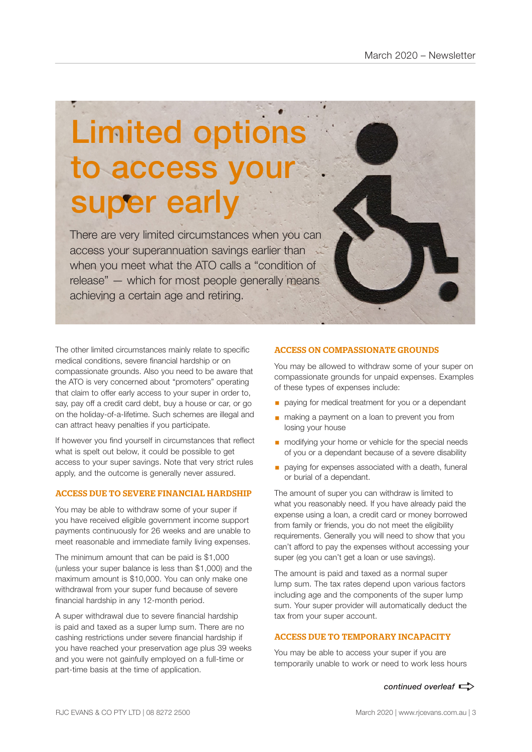# Limited options to access your super early

There are very limited circumstances when you can access your superannuation savings earlier than when you meet what the ATO calls a "condition of release" — which for most people generally means achieving a certain age and retiring.

The other limited circumstances mainly relate to specific medical conditions, severe financial hardship or on compassionate grounds. Also you need to be aware that the ATO is very concerned about "promoters" operating that claim to offer early access to your super in order to, say, pay off a credit card debt, buy a house or car, or go on the holiday-of-a-lifetime. Such schemes are illegal and can attract heavy penalties if you participate.

If however you find yourself in circumstances that reflect what is spelt out below, it could be possible to get access to your super savings. Note that very strict rules apply, and the outcome is generally never assured.

## ACCESS DUE TO SEVERE FINANCIAL HARDSHIP

You may be able to withdraw some of your super if you have received eligible government income support payments continuously for 26 weeks and are unable to meet reasonable and immediate family living expenses.

The minimum amount that can be paid is $1,000 (unless your super balance is less than $1,000) and the maximum amount is $10,000. You can only make one withdrawal from your super fund because of severe financial hardship in any 12-month period.

A super withdrawal due to severe financial hardship is paid and taxed as a super lump sum. There are no cashing restrictions under severe financial hardship if you have reached your preservation age plus 39 weeks and you were not gainfully employed on a full-time or part-time basis at the time of application.

## ACCESS ON COMPASSIONATE GROUNDS

You may be allowed to withdraw some of your super on compassionate grounds for unpaid expenses. Examples of these types of expenses include:

- paying for medical treatment for you or a dependant
- making a payment on a loan to prevent you from losing your house
- modifying your home or vehicle for the special needs of you or a dependant because of a severe disability
- paying for expenses associated with a death, funeral or burial of a dependant.

The amount of super you can withdraw is limited to what you reasonably need. If you have already paid the expense using a loan, a credit card or money borrowed from family or friends, you do not meet the eligibility requirements. Generally you will need to show that you can't afford to pay the expenses without accessing your super (eg you can't get a loan or use savings).

The amount is paid and taxed as a normal super lump sum. The tax rates depend upon various factors including age and the components of the super lump sum. Your super provider will automatically deduct the tax from your super account.

## ACCESS DUE TO TEMPORARY INCAPACITY

You may be able to access your super if you are temporarily unable to work or need to work less hours

*continued overleaf*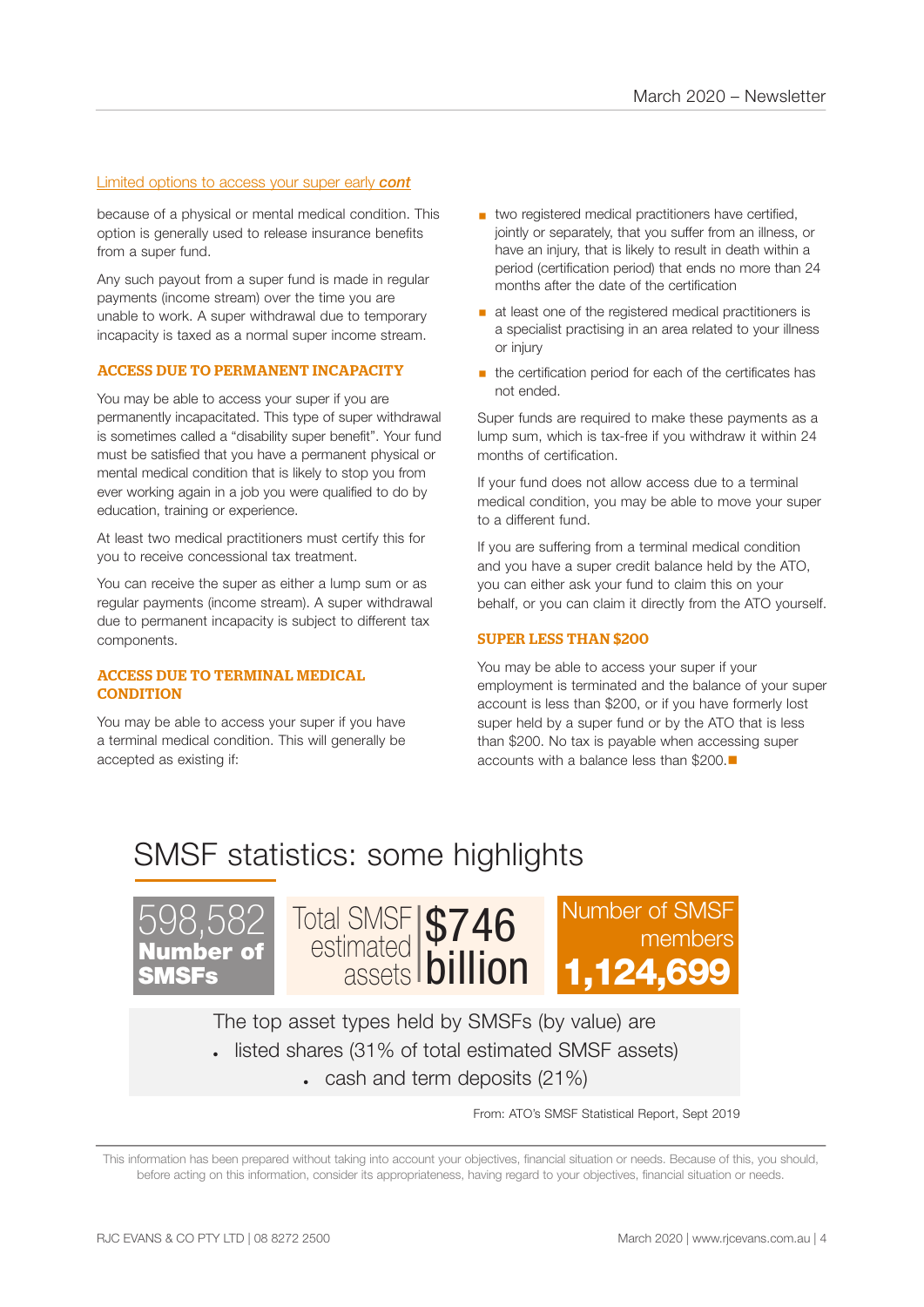Limited options to access your super early ***cont***

because of a physical or mental medical condition. This option is generally used to release insurance benefits from a super fund.

Any such payout from a super fund is made in regular payments (income stream) over the time you are unable to work. A super withdrawal due to temporary incapacity is taxed as a normal super income stream.

### ACCESS DUE TO PERMANENT INCAPACITY

You may be able to access your super if you are permanently incapacitated. This type of super withdrawal is sometimes called a "disability super benefit". Your fund must be satisfied that you have a permanent physical or mental medical condition that is likely to stop you from ever working again in a job you were qualified to do by education, training or experience.

At least two medical practitioners must certify this for you to receive concessional tax treatment.

You can receive the super as either a lump sum or as regular payments (income stream). A super withdrawal due to permanent incapacity is subject to different tax components.

### ACCESS DUE TO TERMINAL MEDICAL CONDITION

You may be able to access your super if you have a terminal medical condition. This will generally be accepted as existing if:

- two registered medical practitioners have certified, jointly or separately, that you suffer from an illness, or have an injury, that is likely to result in death within a period (certification period) that ends no more than 24 months after the date of the certification
- at least one of the registered medical practitioners is a specialist practising in an area related to your illness or injury
- the certification period for each of the certificates has not ended.

Super funds are required to make these payments as a lump sum, which is tax-free if you withdraw it within 24 months of certification.

If your fund does not allow access due to a terminal medical condition, you may be able to move your super to a different fund.

If you are suffering from a terminal medical condition and you have a super credit balance held by the ATO, you can either ask your fund to claim this on your behalf, or you can claim it directly from the ATO yourself.

### SUPER LESS THAN $200

You may be able to access your super if your employment is terminated and the balance of your super account is less than $200, or if you have formerly lost super held by a super fund or by the ATO that is less than $200. No tax is payable when accessing super accounts with a balance less than $200.

## SMSF statistics: some highlights

598,582 **Number of SMSFs**

Total SMSF estimated assets **$746 billion**

Number of SMSF members **1,124,699**

The top asset types held by SMSFs (by value) are

- listed shares (31% of total estimated SMSF assets)
- cash and term deposits (21%)

From: ATO's SMSF Statistical Report, Sept 2019

This information has been prepared without taking into account your objectives, financial situation or needs. Because of this, you should, before acting on this information, consider its appropriateness, having regard to your objectives, financial situation or needs.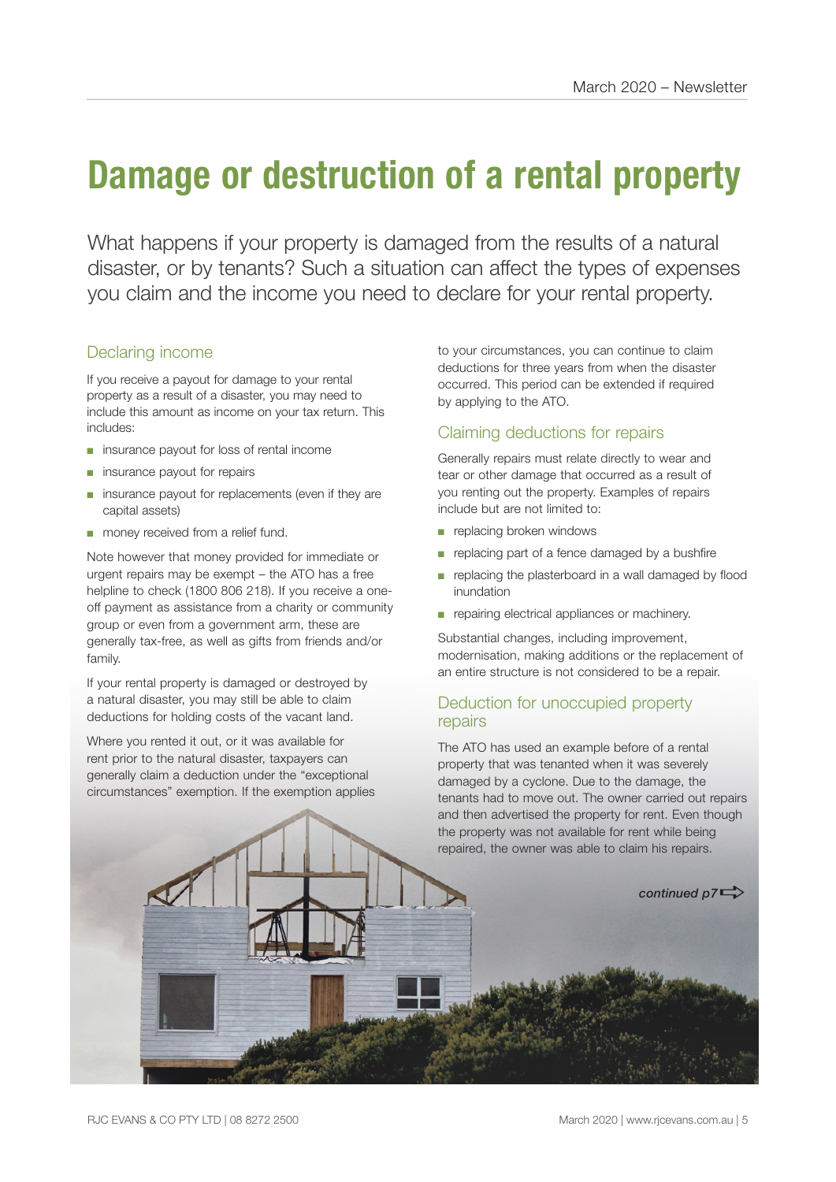# Damage or destruction of a rental property

What happens if your property is damaged from the results of a natural disaster, or by tenants? Such a situation can affect the types of expenses you claim and the income you need to declare for your rental property.

## Declaring income

If you receive a payout for damage to your rental property as a result of a disaster, you may need to include this amount as income on your tax return. This includes:

- insurance payout for loss of rental income
- insurance payout for repairs
- insurance payout for replacements (even if they are capital assets)
- money received from a relief fund.

Note however that money provided for immediate or urgent repairs may be exempt – the ATO has a free helpline to check (1800 806 218). If you receive a one-off payment as assistance from a charity or community group or even from a government arm, these are generally tax-free, as well as gifts from friends and/or family.

If your rental property is damaged or destroyed by a natural disaster, you may still be able to claim deductions for holding costs of the vacant land.

Where you rented it out, or it was available for rent prior to the natural disaster, taxpayers can generally claim a deduction under the "exceptional circumstances" exemption. If the exemption applies to your circumstances, you can continue to claim deductions for three years from when the disaster occurred. This period can be extended if required by applying to the ATO.

## Claiming deductions for repairs

Generally repairs must relate directly to wear and tear or other damage that occurred as a result of you renting out the property. Examples of repairs include but are not limited to:

- replacing broken windows
- replacing part of a fence damaged by a bushfire
- replacing the plasterboard in a wall damaged by flood inundation
- repairing electrical appliances or machinery.

Substantial changes, including improvement, modernisation, making additions or the replacement of an entire structure is not considered to be a repair.

## Deduction for unoccupied property repairs

The ATO has used an example before of a rental property that was tenanted when it was severely damaged by a cyclone. Due to the damage, the tenants had to move out. The owner carried out repairs and then advertised the property for rent. Even though the property was not available for rent while being repaired, the owner was able to claim his repairs.

*continued p7*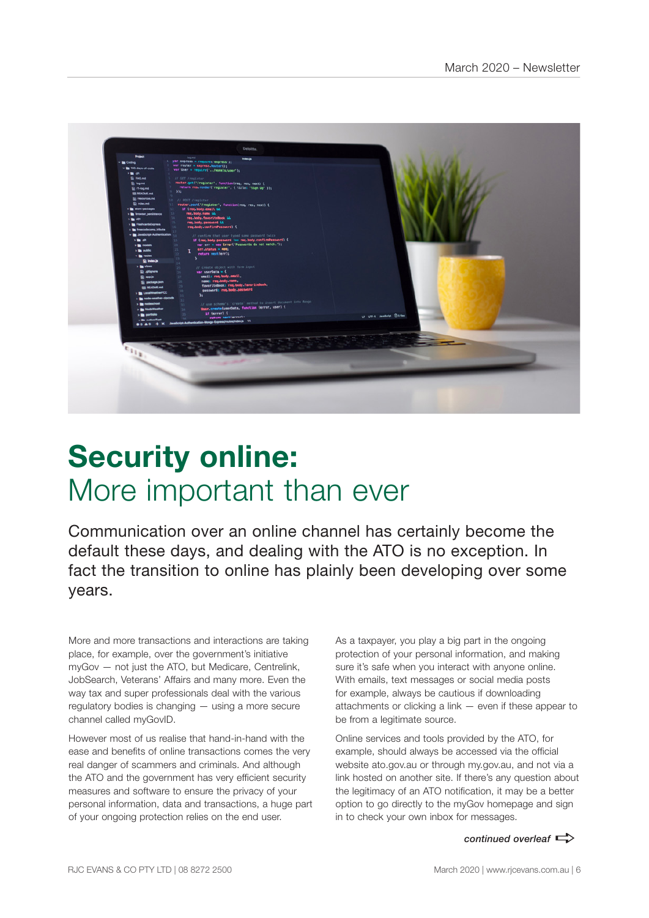# Security online: More important than ever

Communication over an online channel has certainly become the default these days, and dealing with the ATO is no exception. In fact the transition to online has plainly been developing over some years.

More and more transactions and interactions are taking place, for example, over the government's initiative myGov — not just the ATO, but Medicare, Centrelink, JobSearch, Veterans' Affairs and many more. Even the way tax and super professionals deal with the various regulatory bodies is changing — using a more secure channel called myGovID.

However most of us realise that hand-in-hand with the ease and benefits of online transactions comes the very real danger of scammers and criminals. And although the ATO and the government has very efficient security measures and software to ensure the privacy of your personal information, data and transactions, a huge part of your ongoing protection relies on the end user.

As a taxpayer, you play a big part in the ongoing protection of your personal information, and making sure it's safe when you interact with anyone online. With emails, text messages or social media posts for example, always be cautious if downloading attachments or clicking a link — even if these appear to be from a legitimate source.

Online services and tools provided by the ATO, for example, should always be accessed via the official website ato.gov.au or through my.gov.au, and not via a link hosted on another site. If there's any question about the legitimacy of an ATO notification, it may be a better option to go directly to the myGov homepage and sign in to check your own inbox for messages.

***continued overleaf***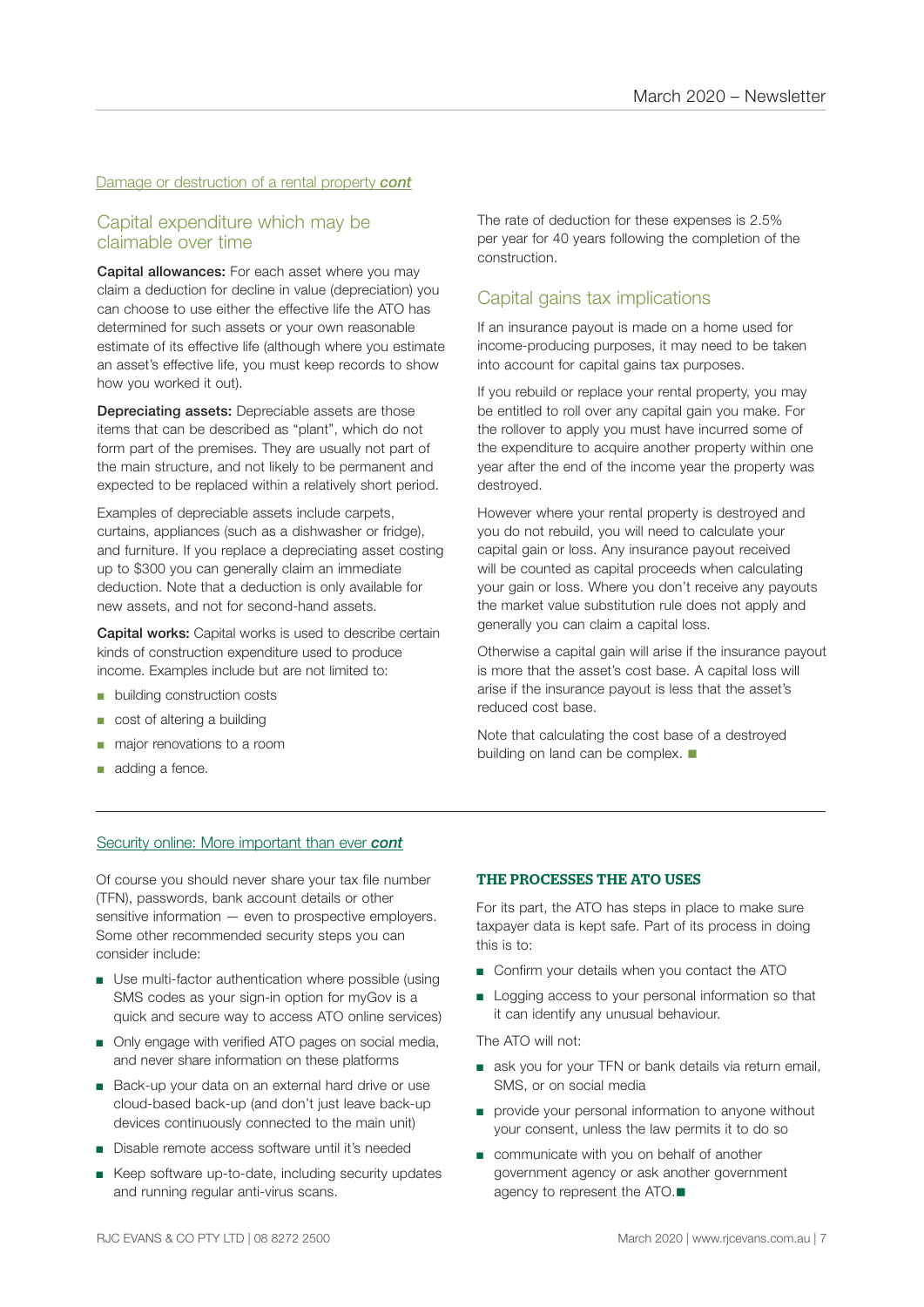Damage or destruction of a rental property ***cont***

## Capital expenditure which may be claimable over time

**Capital allowances:** For each asset where you may claim a deduction for decline in value (depreciation) you can choose to use either the effective life the ATO has determined for such assets or your own reasonable estimate of its effective life (although where you estimate an asset's effective life, you must keep records to show how you worked it out).

**Depreciating assets:** Depreciable assets are those items that can be described as "plant", which do not form part of the premises. They are usually not part of the main structure, and not likely to be permanent and expected to be replaced within a relatively short period.

Examples of depreciable assets include carpets, curtains, appliances (such as a dishwasher or fridge), and furniture. If you replace a depreciating asset costing up to $300 you can generally claim an immediate deduction. Note that a deduction is only available for new assets, and not for second-hand assets.

**Capital works:** Capital works is used to describe certain kinds of construction expenditure used to produce income. Examples include but are not limited to:

- building construction costs
- cost of altering a building
- major renovations to a room
- adding a fence.

The rate of deduction for these expenses is 2.5% per year for 40 years following the completion of the construction.

## Capital gains tax implications

If an insurance payout is made on a home used for income-producing purposes, it may need to be taken into account for capital gains tax purposes.

If you rebuild or replace your rental property, you may be entitled to roll over any capital gain you make. For the rollover to apply you must have incurred some of the expenditure to acquire another property within one year after the end of the income year the property was destroyed.

However where your rental property is destroyed and you do not rebuild, you will need to calculate your capital gain or loss. Any insurance payout received will be counted as capital proceeds when calculating your gain or loss. Where you don't receive any payouts the market value substitution rule does not apply and generally you can claim a capital loss.

Otherwise a capital gain will arise if the insurance payout is more that the asset's cost base. A capital loss will arise if the insurance payout is less that the asset's reduced cost base.

Note that calculating the cost base of a destroyed building on land can be complex. ■

---

Security online: More important than ever ***cont***

Of course you should never share your tax file number (TFN), passwords, bank account details or other sensitive information — even to prospective employers. Some other recommended security steps you can consider include:

- Use multi-factor authentication where possible (using SMS codes as your sign-in option for myGov is a quick and secure way to access ATO online services)
- Only engage with verified ATO pages on social media, and never share information on these platforms
- Back-up your data on an external hard drive or use cloud-based back-up (and don't just leave back-up devices continuously connected to the main unit)
- Disable remote access software until it's needed
- Keep software up-to-date, including security updates and running regular anti-virus scans.

### THE PROCESSES THE ATO USES

For its part, the ATO has steps in place to make sure taxpayer data is kept safe. Part of its process in doing this is to:

- Confirm your details when you contact the ATO
- Logging access to your personal information so that it can identify any unusual behaviour.

The ATO will not:

- ask you for your TFN or bank details via return email, SMS, or on social media
- provide your personal information to anyone without your consent, unless the law permits it to do so
- communicate with you on behalf of another government agency or ask another government agency to represent the ATO.■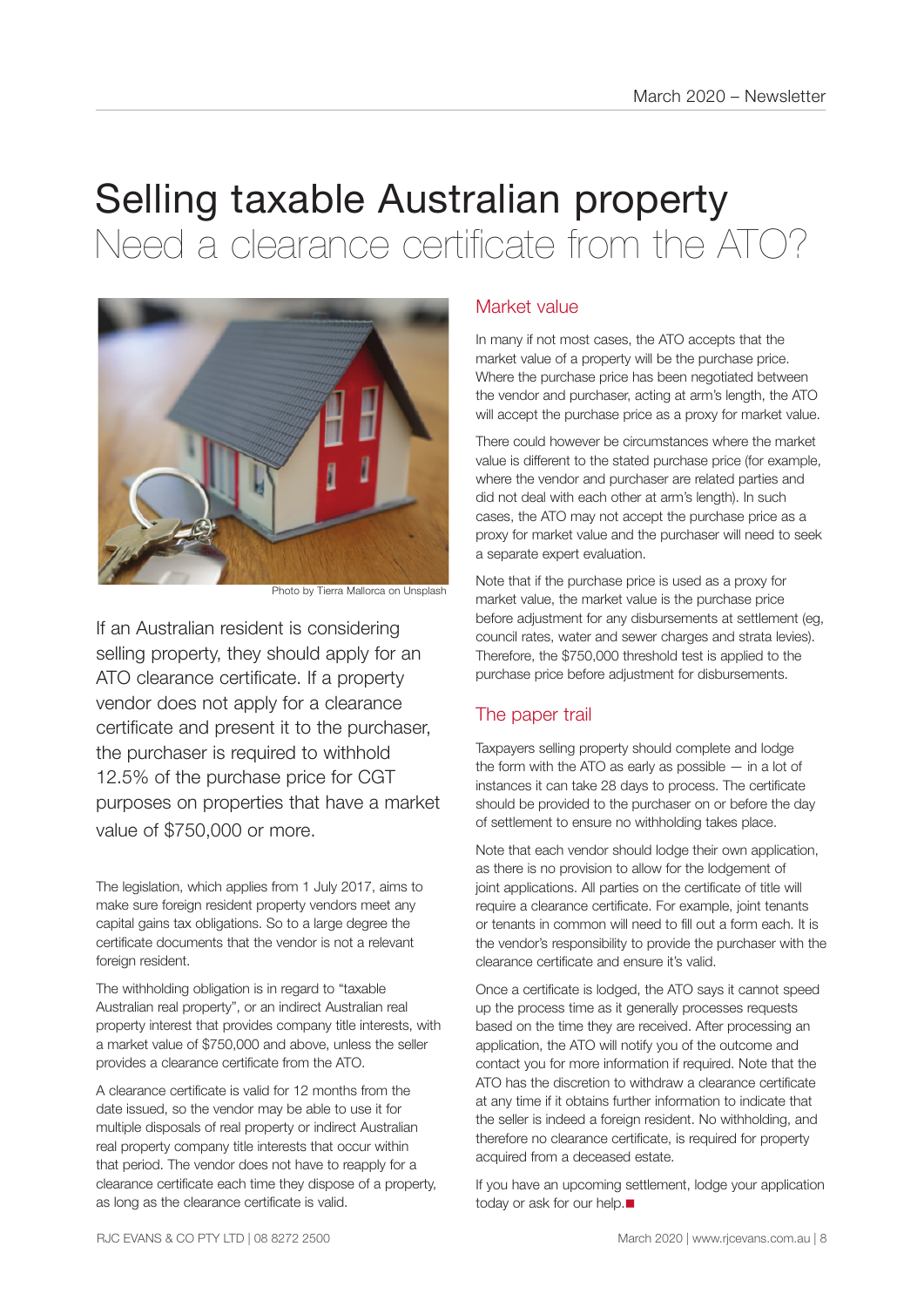# Selling taxable Australian property

## Need a clearance certificate from the ATO?

Photo by Tierra Mallorca on Unsplash

If an Australian resident is considering selling property, they should apply for an ATO clearance certificate. If a property vendor does not apply for a clearance certificate and present it to the purchaser, the purchaser is required to withhold 12.5% of the purchase price for CGT purposes on properties that have a market value of $750,000 or more.

The legislation, which applies from 1 July 2017, aims to make sure foreign resident property vendors meet any capital gains tax obligations. So to a large degree the certificate documents that the vendor is not a relevant foreign resident.

The withholding obligation is in regard to "taxable Australian real property", or an indirect Australian real property interest that provides company title interests, with a market value of $750,000 and above, unless the seller provides a clearance certificate from the ATO.

A clearance certificate is valid for 12 months from the date issued, so the vendor may be able to use it for multiple disposals of real property or indirect Australian real property company title interests that occur within that period. The vendor does not have to reapply for a clearance certificate each time they dispose of a property, as long as the clearance certificate is valid.

### Market value

In many if not most cases, the ATO accepts that the market value of a property will be the purchase price. Where the purchase price has been negotiated between the vendor and purchaser, acting at arm's length, the ATO will accept the purchase price as a proxy for market value.

There could however be circumstances where the market value is different to the stated purchase price (for example, where the vendor and purchaser are related parties and did not deal with each other at arm's length). In such cases, the ATO may not accept the purchase price as a proxy for market value and the purchaser will need to seek a separate expert evaluation.

Note that if the purchase price is used as a proxy for market value, the market value is the purchase price before adjustment for any disbursements at settlement (eg, council rates, water and sewer charges and strata levies). Therefore, the $750,000 threshold test is applied to the purchase price before adjustment for disbursements.

### The paper trail

Taxpayers selling property should complete and lodge the form with the ATO as early as possible — in a lot of instances it can take 28 days to process. The certificate should be provided to the purchaser on or before the day of settlement to ensure no withholding takes place.

Note that each vendor should lodge their own application, as there is no provision to allow for the lodgement of joint applications. All parties on the certificate of title will require a clearance certificate. For example, joint tenants or tenants in common will need to fill out a form each. It is the vendor's responsibility to provide the purchaser with the clearance certificate and ensure it's valid.

Once a certificate is lodged, the ATO says it cannot speed up the process time as it generally processes requests based on the time they are received. After processing an application, the ATO will notify you of the outcome and contact you for more information if required. Note that the ATO has the discretion to withdraw a clearance certificate at any time if it obtains further information to indicate that the seller is indeed a foreign resident. No withholding, and therefore no clearance certificate, is required for property acquired from a deceased estate.

If you have an upcoming settlement, lodge your application today or ask for our help.■